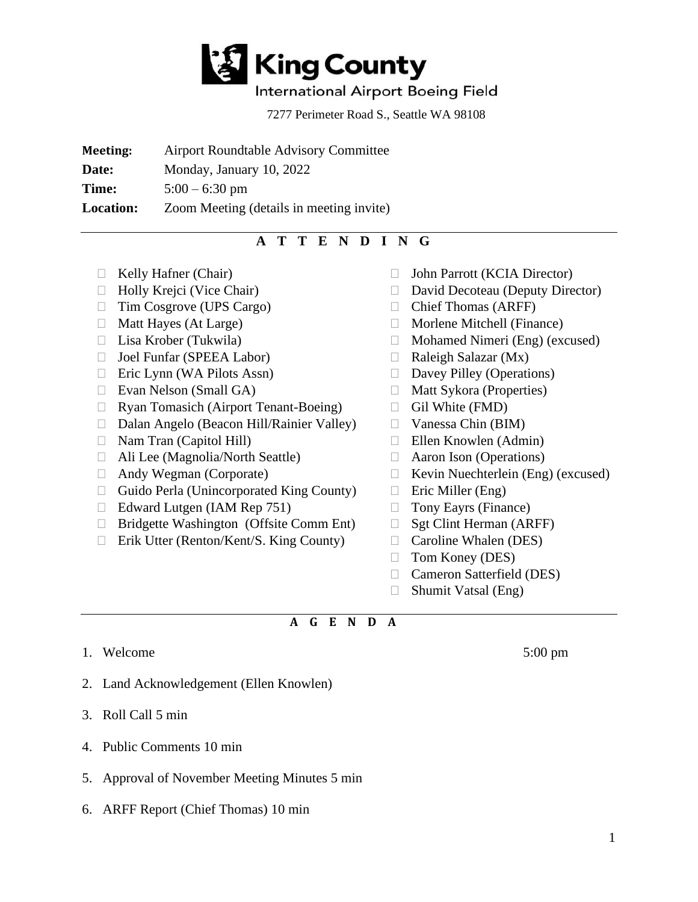# King County International Airport Boeing Field

7277 Perimeter Road S., Seattle WA 98108

**Meeting:** Airport Roundtable Advisory Committee
**Date:** Monday, January 10, 2022
**Time:** 5:00 – 6:30 pm
**Location:** Zoom Meeting (details in meeting invite)

## A T T E N D I N G

- Kelly Hafner (Chair)
- Holly Krejci (Vice Chair)
- Tim Cosgrove (UPS Cargo)
- Matt Hayes (At Large)
- Lisa Krober (Tukwila)
- Joel Funfar (SPEEA Labor)
- Eric Lynn (WA Pilots Assn)
- Evan Nelson (Small GA)
- Ryan Tomasich (Airport Tenant-Boeing)
- Dalan Angelo (Beacon Hill/Rainier Valley)
- Nam Tran (Capitol Hill)
- Ali Lee (Magnolia/North Seattle)
- Andy Wegman (Corporate)
- Guido Perla (Unincorporated King County)
- Edward Lutgen (IAM Rep 751)
- Bridgette Washington (Offsite Comm Ent)
- Erik Utter (Renton/Kent/S. King County)
- John Parrott (KCIA Director)
- David Decoteau (Deputy Director)
- Chief Thomas (ARFF)
- Morlene Mitchell (Finance)
- Mohamed Nimeri (Eng) (excused)
- Raleigh Salazar (Mx)
- Davey Pilley (Operations)
- Matt Sykora (Properties)
- Gil White (FMD)
- Vanessa Chin (BIM)
- Ellen Knowlen (Admin)
- Aaron Ison (Operations)
- Kevin Nuechterlein (Eng) (excused)
- Eric Miller (Eng)
- Tony Eayrs (Finance)
- Sgt Clint Herman (ARFF)
- Caroline Whalen (DES)
- Tom Koney (DES)
- Cameron Satterfield (DES)
- Shumit Vatsal (Eng)

## A G E N D A

1. Welcome 5:00 pm
2. Land Acknowledgement (Ellen Knowlen)
3. Roll Call 5 min
4. Public Comments 10 min
5. Approval of November Meeting Minutes 5 min
6. ARFF Report (Chief Thomas) 10 min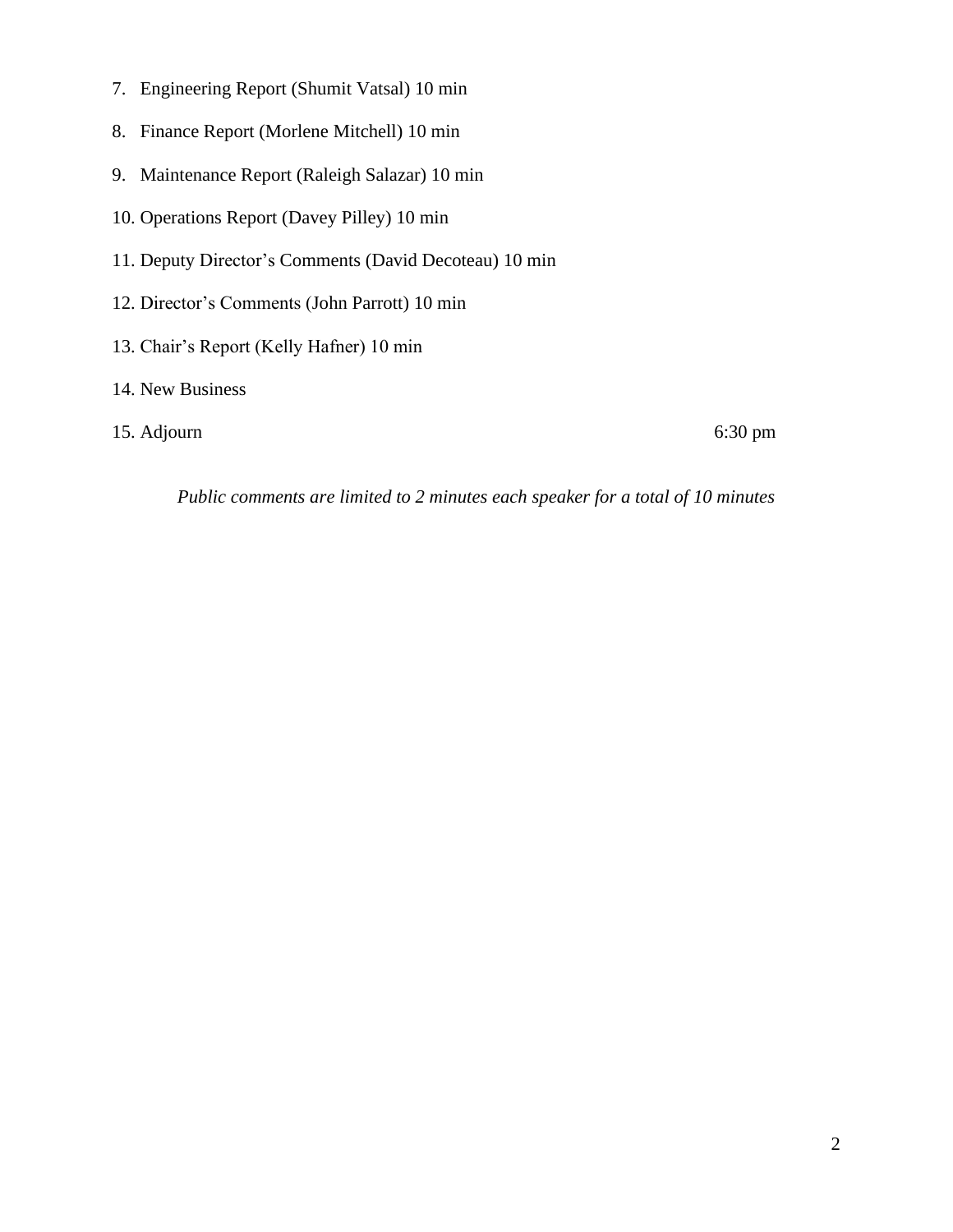7. Engineering Report (Shumit Vatsal) 10 min
8. Finance Report (Morlene Mitchell) 10 min
9. Maintenance Report (Raleigh Salazar) 10 min
10. Operations Report (Davey Pilley) 10 min
11. Deputy Director's Comments (David Decoteau) 10 min
12. Director's Comments (John Parrott) 10 min
13. Chair's Report (Kelly Hafner) 10 min
14. New Business
15. Adjourn 6:30 pm

*Public comments are limited to 2 minutes each speaker for a total of 10 minutes*